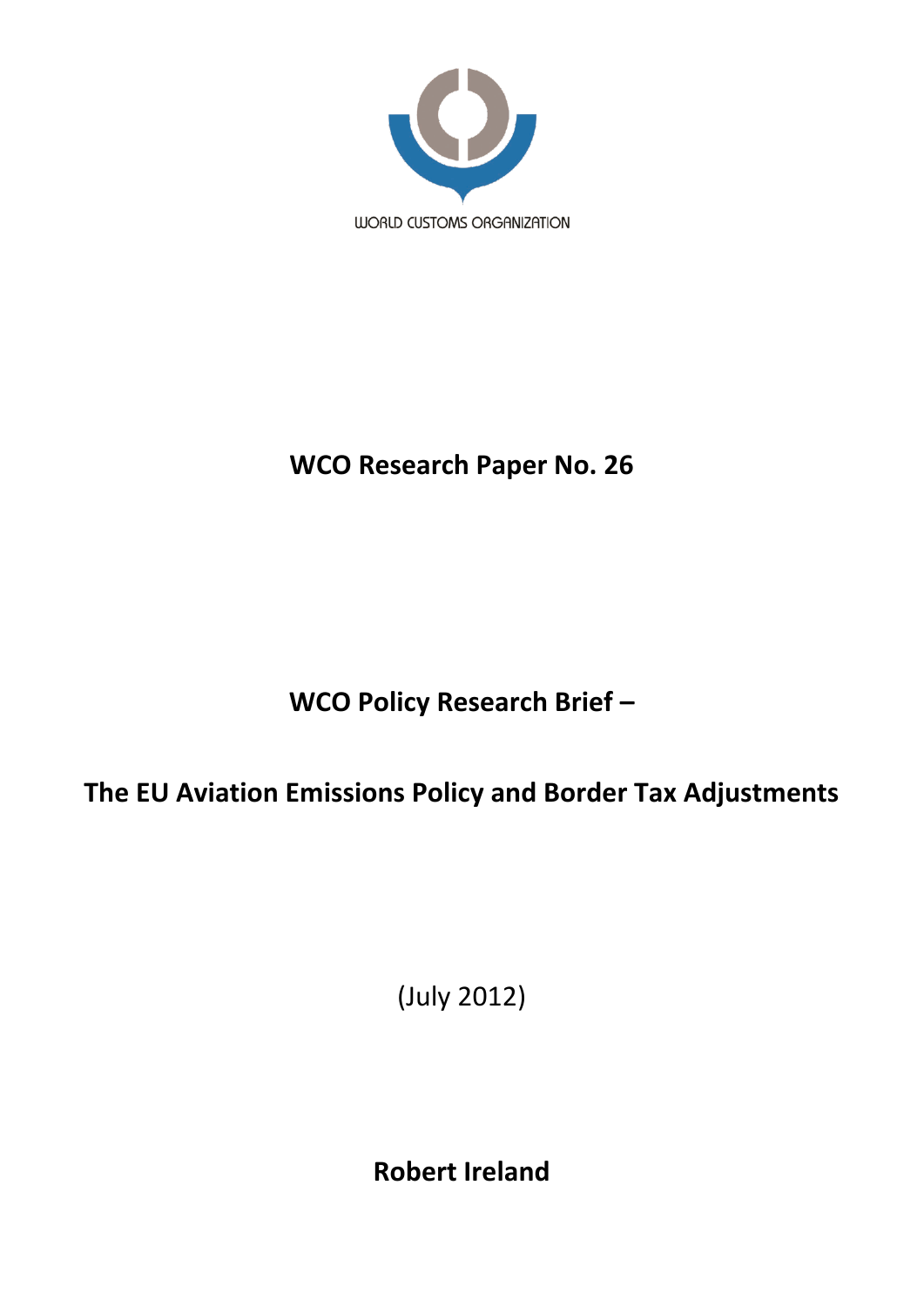WORLD CUSTOMS ORGANIZATION

# WCO Research Paper No. 26

## WCO Policy Research Brief –

## The EU Aviation Emissions Policy and Border Tax Adjustments

(July 2012)

**Robert Ireland**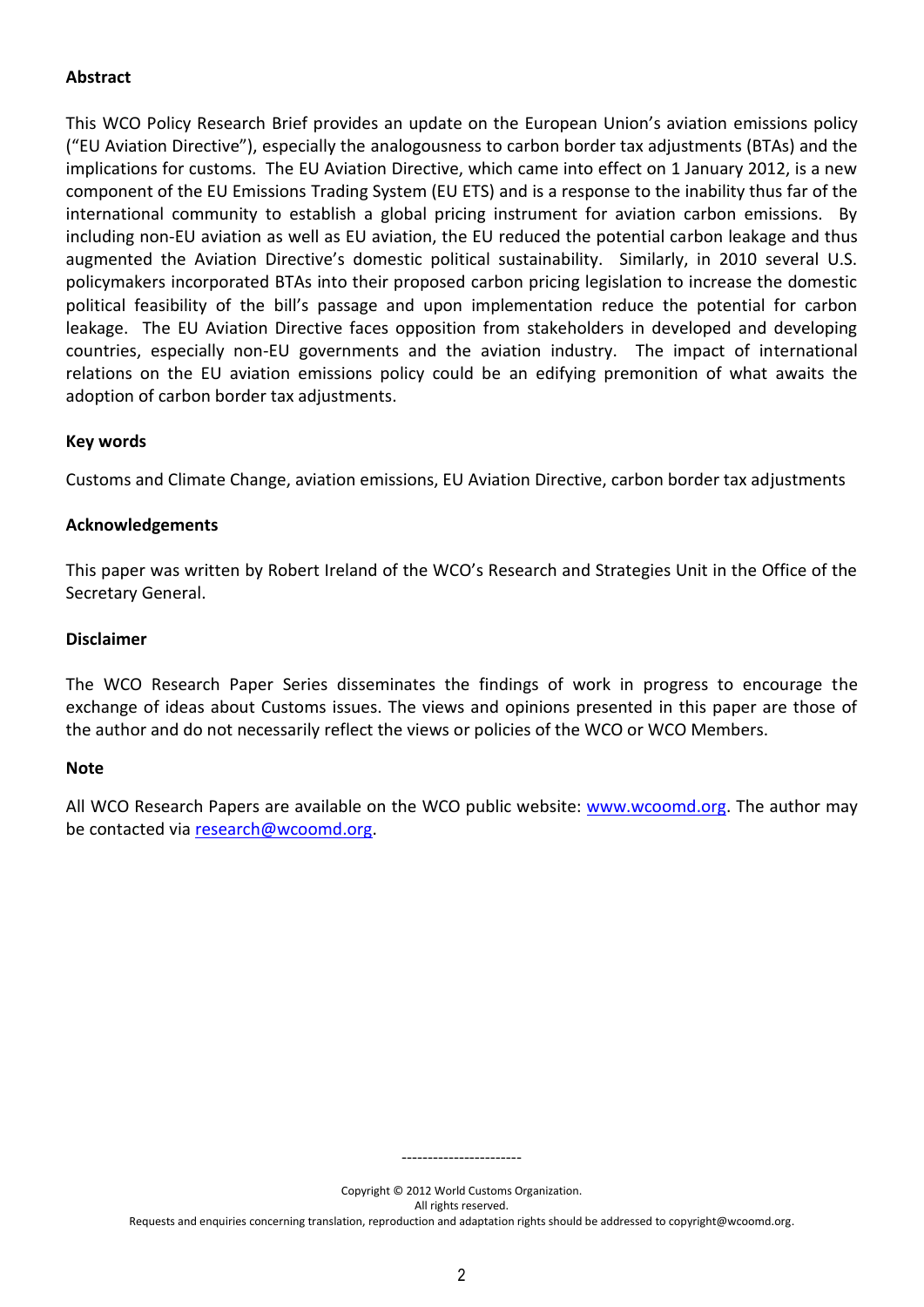**Abstract**

This WCO Policy Research Brief provides an update on the European Union's aviation emissions policy ("EU Aviation Directive"), especially the analogousness to carbon border tax adjustments (BTAs) and the implications for customs. The EU Aviation Directive, which came into effect on 1 January 2012, is a new component of the EU Emissions Trading System (EU ETS) and is a response to the inability thus far of the international community to establish a global pricing instrument for aviation carbon emissions. By including non-EU aviation as well as EU aviation, the EU reduced the potential carbon leakage and thus augmented the Aviation Directive's domestic political sustainability. Similarly, in 2010 several U.S. policymakers incorporated BTAs into their proposed carbon pricing legislation to increase the domestic political feasibility of the bill's passage and upon implementation reduce the potential for carbon leakage. The EU Aviation Directive faces opposition from stakeholders in developed and developing countries, especially non-EU governments and the aviation industry. The impact of international relations on the EU aviation emissions policy could be an edifying premonition of what awaits the adoption of carbon border tax adjustments.

**Key words**

Customs and Climate Change, aviation emissions, EU Aviation Directive, carbon border tax adjustments

**Acknowledgements**

This paper was written by Robert Ireland of the WCO's Research and Strategies Unit in the Office of the Secretary General.

**Disclaimer**

The WCO Research Paper Series disseminates the findings of work in progress to encourage the exchange of ideas about Customs issues. The views and opinions presented in this paper are those of the author and do not necessarily reflect the views or policies of the WCO or WCO Members.

**Note**

All WCO Research Papers are available on the WCO public website: [www.wcoomd.org](http://www.wcoomd.org). The author may be contacted via [research@wcoomd.org](mailto:research@wcoomd.org).

-----------------------

Copyright © 2012 World Customs Organization.
All rights reserved.
Requests and enquiries concerning translation, reproduction and adaptation rights should be addressed to copyright@wcoomd.org.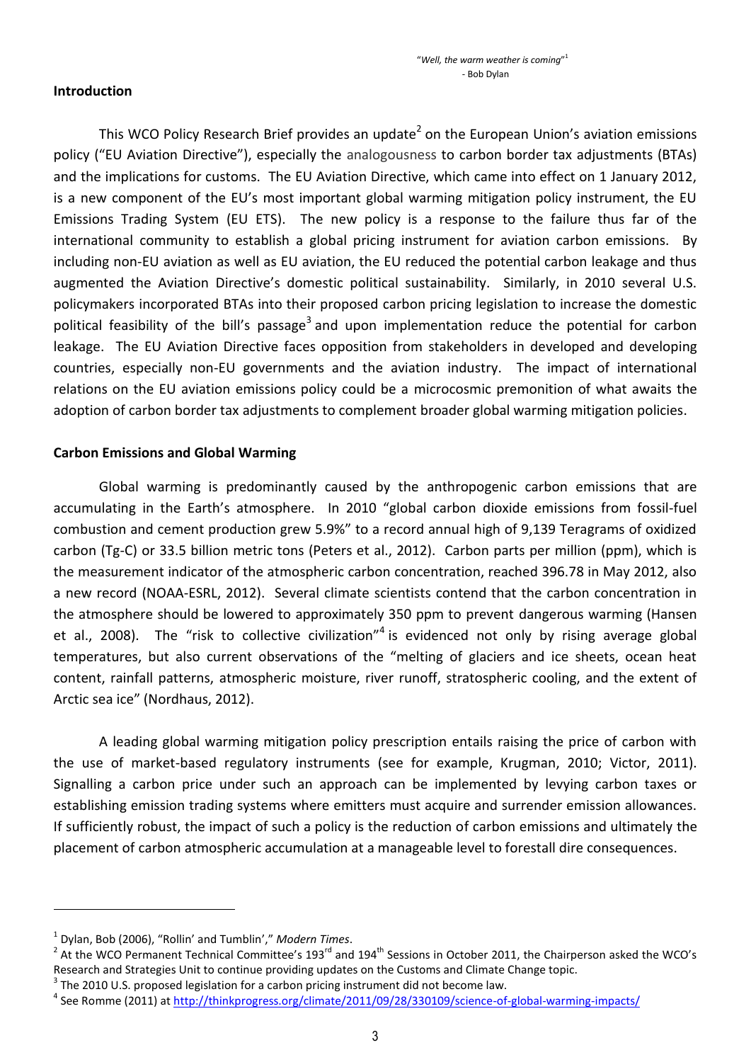*"Well, the warm weather is coming"*[1]
- Bob Dylan

## Introduction

This WCO Policy Research Brief provides an update[2] on the European Union's aviation emissions policy ("EU Aviation Directive"), especially the analogousness to carbon border tax adjustments (BTAs) and the implications for customs. The EU Aviation Directive, which came into effect on 1 January 2012, is a new component of the EU's most important global warming mitigation policy instrument, the EU Emissions Trading System (EU ETS). The new policy is a response to the failure thus far of the international community to establish a global pricing instrument for aviation carbon emissions. By including non-EU aviation as well as EU aviation, the EU reduced the potential carbon leakage and thus augmented the Aviation Directive's domestic political sustainability. Similarly, in 2010 several U.S. policymakers incorporated BTAs into their proposed carbon pricing legislation to increase the domestic political feasibility of the bill's passage[3] and upon implementation reduce the potential for carbon leakage. The EU Aviation Directive faces opposition from stakeholders in developed and developing countries, especially non-EU governments and the aviation industry. The impact of international relations on the EU aviation emissions policy could be a microcosmic premonition of what awaits the adoption of carbon border tax adjustments to complement broader global warming mitigation policies.

## Carbon Emissions and Global Warming

Global warming is predominantly caused by the anthropogenic carbon emissions that are accumulating in the Earth's atmosphere. In 2010 "global carbon dioxide emissions from fossil-fuel combustion and cement production grew 5.9%" to a record annual high of 9,139 Teragrams of oxidized carbon (Tg-C) or 33.5 billion metric tons (Peters et al., 2012). Carbon parts per million (ppm), which is the measurement indicator of the atmospheric carbon concentration, reached 396.78 in May 2012, also a new record (NOAA-ESRL, 2012). Several climate scientists contend that the carbon concentration in the atmosphere should be lowered to approximately 350 ppm to prevent dangerous warming (Hansen et al., 2008). The "risk to collective civilization"[4] is evidenced not only by rising average global temperatures, but also current observations of the "melting of glaciers and ice sheets, ocean heat content, rainfall patterns, atmospheric moisture, river runoff, stratospheric cooling, and the extent of Arctic sea ice" (Nordhaus, 2012).

A leading global warming mitigation policy prescription entails raising the price of carbon with the use of market-based regulatory instruments (see for example, Krugman, 2010; Victor, 2011). Signalling a carbon price under such an approach can be implemented by levying carbon taxes or establishing emission trading systems where emitters must acquire and surrender emission allowances. If sufficiently robust, the impact of such a policy is the reduction of carbon emissions and ultimately the placement of carbon atmospheric accumulation at a manageable level to forestall dire consequences.

---

[1] Dylan, Bob (2006), "Rollin' and Tumblin'," *Modern Times*.

[2] At the WCO Permanent Technical Committee's 193rd and 194th Sessions in October 2011, the Chairperson asked the WCO's Research and Strategies Unit to continue providing updates on the Customs and Climate Change topic.

[3] The 2010 U.S. proposed legislation for a carbon pricing instrument did not become law.

[4] See Romme (2011) at http://thinkprogress.org/climate/2011/09/28/330109/science-of-global-warming-impacts/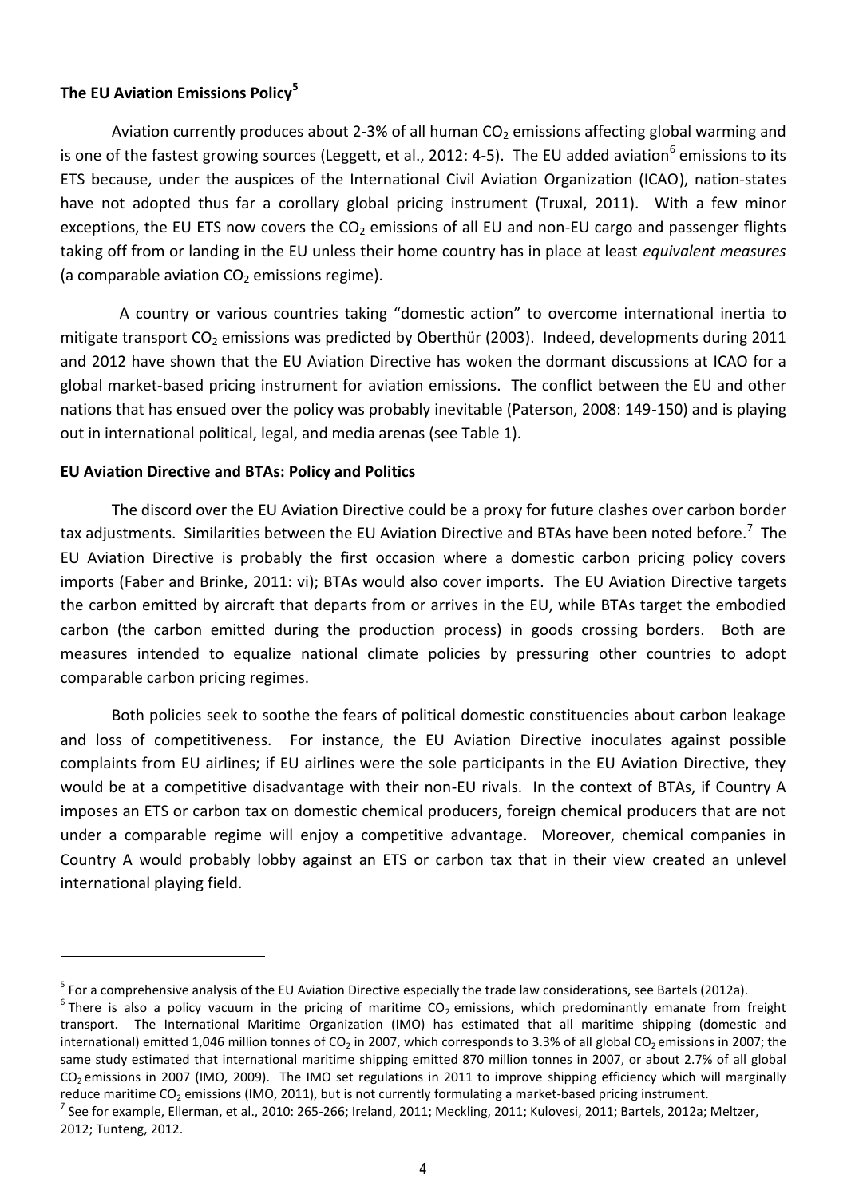**The EU Aviation Emissions Policy[5]**

Aviation currently produces about 2-3% of all human $CO_2$ emissions affecting global warming and is one of the fastest growing sources (Leggett, et al., 2012: 4-5). The EU added aviation[6] emissions to its ETS because, under the auspices of the International Civil Aviation Organization (ICAO), nation-states have not adopted thus far a corollary global pricing instrument (Truxal, 2011). With a few minor exceptions, the EU ETS now covers the $CO_2$ emissions of all EU and non-EU cargo and passenger flights taking off from or landing in the EU unless their home country has in place at least *equivalent measures* (a comparable aviation $CO_2$ emissions regime).

A country or various countries taking "domestic action" to overcome international inertia to mitigate transport $CO_2$ emissions was predicted by Oberthür (2003). Indeed, developments during 2011 and 2012 have shown that the EU Aviation Directive has woken the dormant discussions at ICAO for a global market-based pricing instrument for aviation emissions. The conflict between the EU and other nations that has ensued over the policy was probably inevitable (Paterson, 2008: 149-150) and is playing out in international political, legal, and media arenas (see Table 1).

**EU Aviation Directive and BTAs: Policy and Politics**

The discord over the EU Aviation Directive could be a proxy for future clashes over carbon border tax adjustments. Similarities between the EU Aviation Directive and BTAs have been noted before.[7] The EU Aviation Directive is probably the first occasion where a domestic carbon pricing policy covers imports (Faber and Brinke, 2011: vi); BTAs would also cover imports. The EU Aviation Directive targets the carbon emitted by aircraft that departs from or arrives in the EU, while BTAs target the embodied carbon (the carbon emitted during the production process) in goods crossing borders. Both are measures intended to equalize national climate policies by pressuring other countries to adopt comparable carbon pricing regimes.

Both policies seek to soothe the fears of political domestic constituencies about carbon leakage and loss of competitiveness. For instance, the EU Aviation Directive inoculates against possible complaints from EU airlines; if EU airlines were the sole participants in the EU Aviation Directive, they would be at a competitive disadvantage with their non-EU rivals. In the context of BTAs, if Country A imposes an ETS or carbon tax on domestic chemical producers, foreign chemical producers that are not under a comparable regime will enjoy a competitive advantage. Moreover, chemical companies in Country A would probably lobby against an ETS or carbon tax that in their view created an unlevel international playing field.

---

[5] For a comprehensive analysis of the EU Aviation Directive especially the trade law considerations, see Bartels (2012a).

[6] There is also a policy vacuum in the pricing of maritime $CO_2$ emissions, which predominantly emanate from freight transport. The International Maritime Organization (IMO) has estimated that all maritime shipping (domestic and international) emitted 1,046 million tonnes of $CO_2$ in 2007, which corresponds to 3.3% of all global $CO_2$ emissions in 2007; the same study estimated that international maritime shipping emitted 870 million tonnes in 2007, or about 2.7% of all global $CO_2$ emissions in 2007 (IMO, 2009). The IMO set regulations in 2011 to improve shipping efficiency which will marginally reduce maritime $CO_2$ emissions (IMO, 2011), but is not currently formulating a market-based pricing instrument.

[7] See for example, Ellerman, et al., 2010: 265-266; Ireland, 2011; Meckling, 2011; Kulovesi, 2011; Bartels, 2012a; Meltzer, 2012; Tunteng, 2012.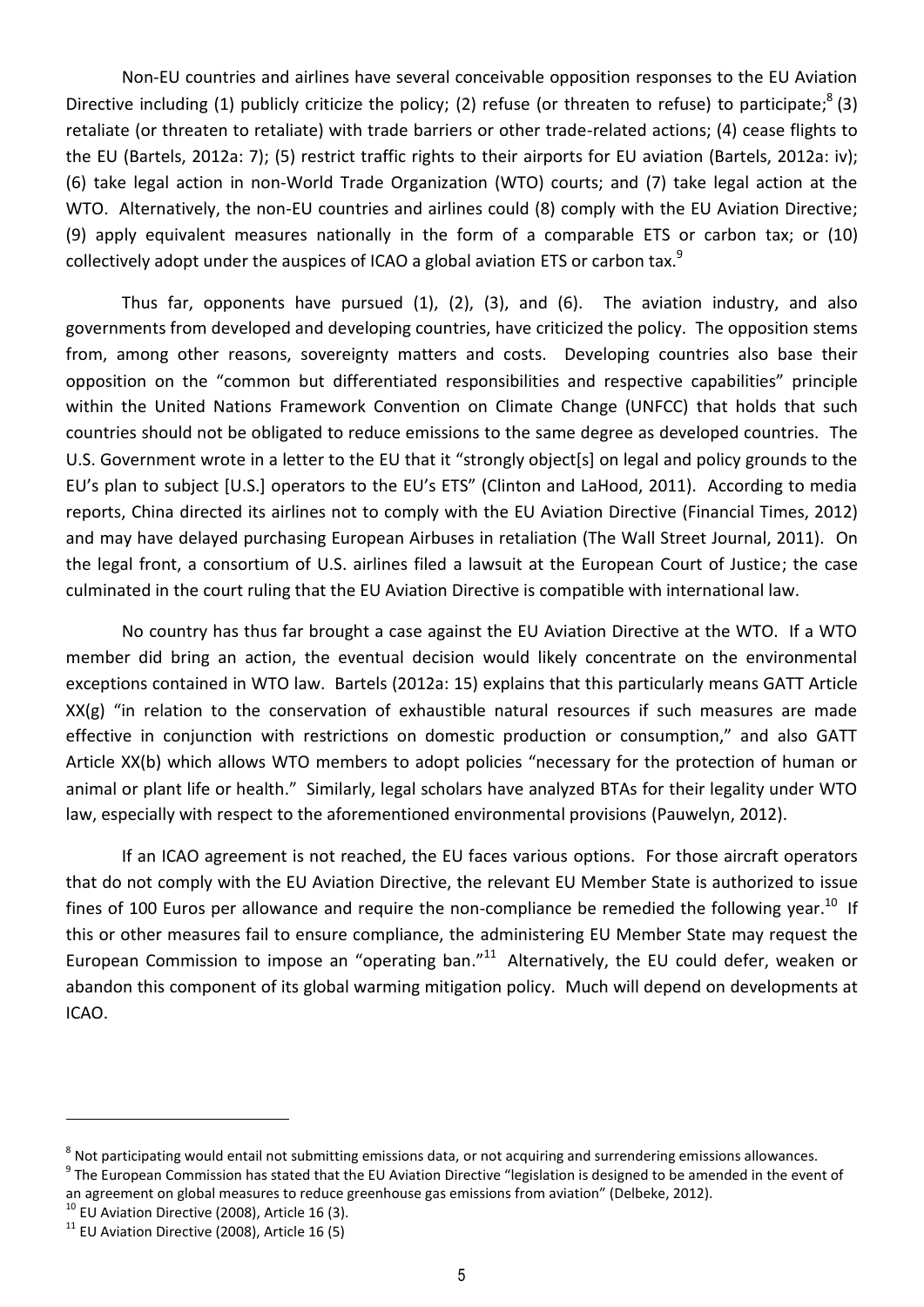Non-EU countries and airlines have several conceivable opposition responses to the EU Aviation Directive including (1) publicly criticize the policy; (2) refuse (or threaten to refuse) to participate;[8] (3) retaliate (or threaten to retaliate) with trade barriers or other trade-related actions; (4) cease flights to the EU (Bartels, 2012a: 7); (5) restrict traffic rights to their airports for EU aviation (Bartels, 2012a: iv); (6) take legal action in non-World Trade Organization (WTO) courts; and (7) take legal action at the WTO. Alternatively, the non-EU countries and airlines could (8) comply with the EU Aviation Directive; (9) apply equivalent measures nationally in the form of a comparable ETS or carbon tax; or (10) collectively adopt under the auspices of ICAO a global aviation ETS or carbon tax.[9]

Thus far, opponents have pursued (1), (2), (3), and (6). The aviation industry, and also governments from developed and developing countries, have criticized the policy. The opposition stems from, among other reasons, sovereignty matters and costs. Developing countries also base their opposition on the "common but differentiated responsibilities and respective capabilities" principle within the United Nations Framework Convention on Climate Change (UNFCC) that holds that such countries should not be obligated to reduce emissions to the same degree as developed countries. The U.S. Government wrote in a letter to the EU that it "strongly object[s] on legal and policy grounds to the EU's plan to subject [U.S.] operators to the EU's ETS" (Clinton and LaHood, 2011). According to media reports, China directed its airlines not to comply with the EU Aviation Directive (Financial Times, 2012) and may have delayed purchasing European Airbuses in retaliation (The Wall Street Journal, 2011). On the legal front, a consortium of U.S. airlines filed a lawsuit at the European Court of Justice; the case culminated in the court ruling that the EU Aviation Directive is compatible with international law.

No country has thus far brought a case against the EU Aviation Directive at the WTO. If a WTO member did bring an action, the eventual decision would likely concentrate on the environmental exceptions contained in WTO law. Bartels (2012a: 15) explains that this particularly means GATT Article XX(g) "in relation to the conservation of exhaustible natural resources if such measures are made effective in conjunction with restrictions on domestic production or consumption," and also GATT Article XX(b) which allows WTO members to adopt policies "necessary for the protection of human or animal or plant life or health." Similarly, legal scholars have analyzed BTAs for their legality under WTO law, especially with respect to the aforementioned environmental provisions (Pauwelyn, 2012).

If an ICAO agreement is not reached, the EU faces various options. For those aircraft operators that do not comply with the EU Aviation Directive, the relevant EU Member State is authorized to issue fines of 100 Euros per allowance and require the non-compliance be remedied the following year.[10] If this or other measures fail to ensure compliance, the administering EU Member State may request the European Commission to impose an "operating ban."[11] Alternatively, the EU could defer, weaken or abandon this component of its global warming mitigation policy. Much will depend on developments at ICAO.

---

[8] Not participating would entail not submitting emissions data, or not acquiring and surrendering emissions allowances.

[9] The European Commission has stated that the EU Aviation Directive "legislation is designed to be amended in the event of an agreement on global measures to reduce greenhouse gas emissions from aviation" (Delbeke, 2012).

[10] EU Aviation Directive (2008), Article 16 (3).

[11] EU Aviation Directive (2008), Article 16 (5)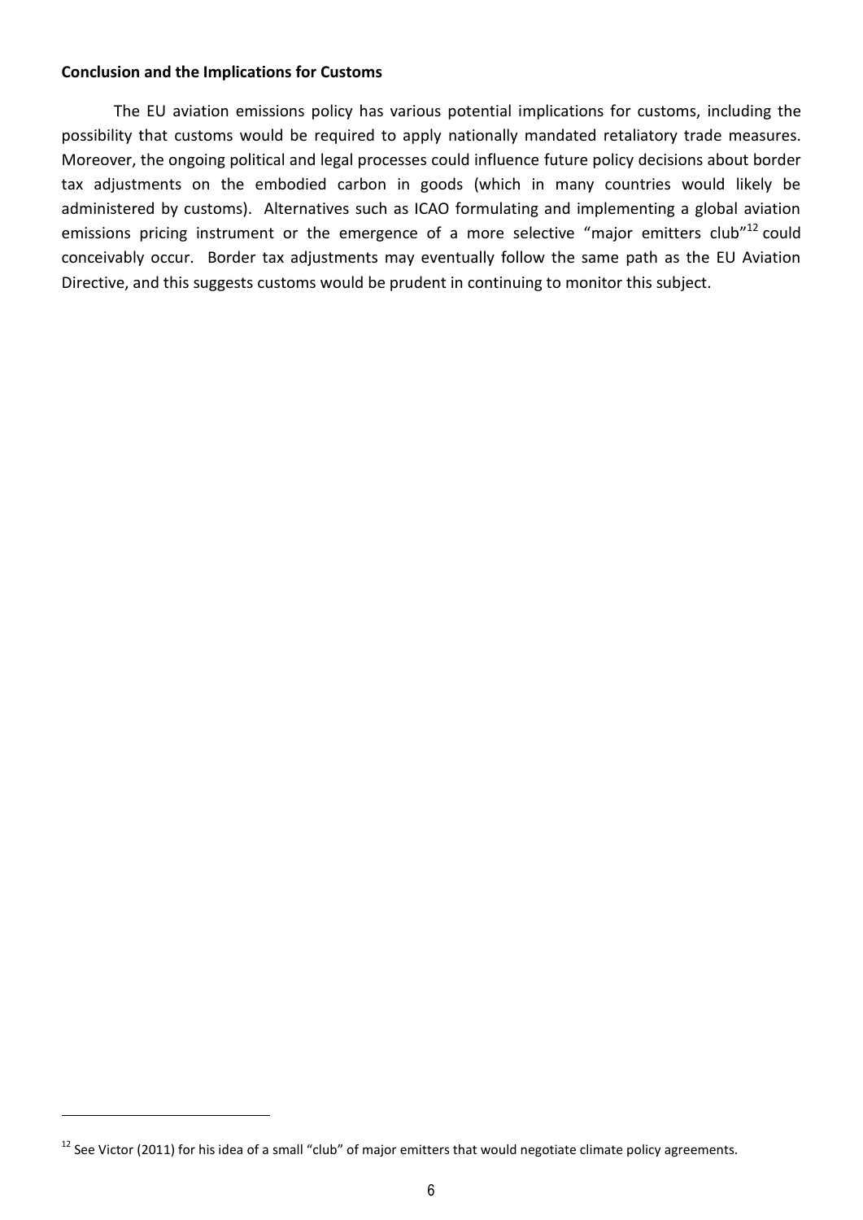**Conclusion and the Implications for Customs**

The EU aviation emissions policy has various potential implications for customs, including the possibility that customs would be required to apply nationally mandated retaliatory trade measures. Moreover, the ongoing political and legal processes could influence future policy decisions about border tax adjustments on the embodied carbon in goods (which in many countries would likely be administered by customs). Alternatives such as ICAO formulating and implementing a global aviation emissions pricing instrument or the emergence of a more selective "major emitters club"[12] could conceivably occur. Border tax adjustments may eventually follow the same path as the EU Aviation Directive, and this suggests customs would be prudent in continuing to monitor this subject.

---

[12] See Victor (2011) for his idea of a small "club" of major emitters that would negotiate climate policy agreements.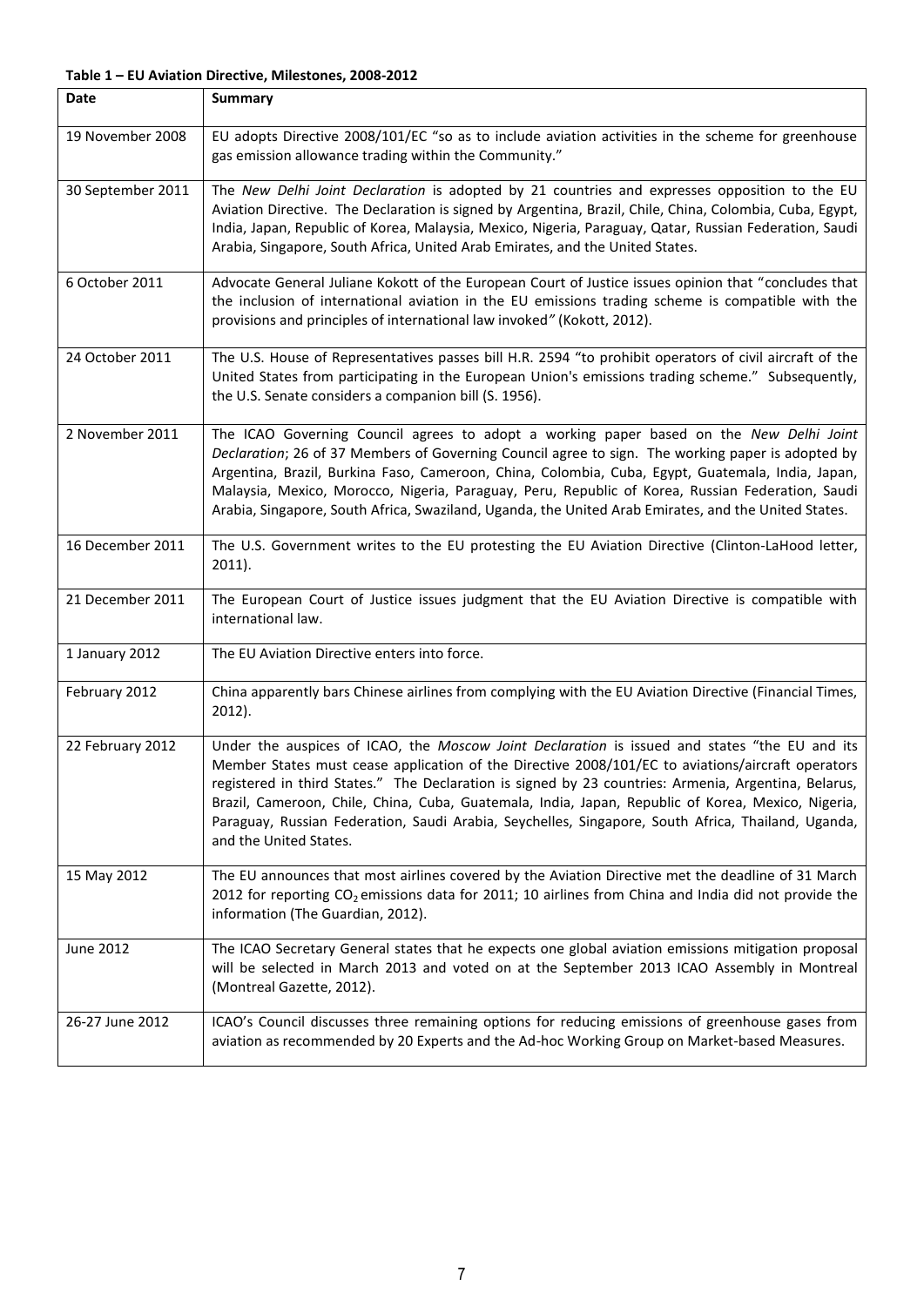**Table 1 – EU Aviation Directive, Milestones, 2008-2012**

| Date | Summary |
|---|---|
| 19 November 2008 | EU adopts Directive 2008/101/EC "so as to include aviation activities in the scheme for greenhouse gas emission allowance trading within the Community." |
| 30 September 2011 | The *New Delhi Joint Declaration* is adopted by 21 countries and expresses opposition to the EU Aviation Directive. The Declaration is signed by Argentina, Brazil, Chile, China, Colombia, Cuba, Egypt, India, Japan, Republic of Korea, Malaysia, Mexico, Nigeria, Paraguay, Qatar, Russian Federation, Saudi Arabia, Singapore, South Africa, United Arab Emirates, and the United States. |
| 6 October 2011 | Advocate General Juliane Kokott of the European Court of Justice issues opinion that "concludes that the inclusion of international aviation in the EU emissions trading scheme is compatible with the provisions and principles of international law invoked" (Kokott, 2012). |
| 24 October 2011 | The U.S. House of Representatives passes bill H.R. 2594 "to prohibit operators of civil aircraft of the United States from participating in the European Union's emissions trading scheme." Subsequently, the U.S. Senate considers a companion bill (S. 1956). |
| 2 November 2011 | The ICAO Governing Council agrees to adopt a working paper based on the *New Delhi Joint Declaration*; 26 of 37 Members of Governing Council agree to sign. The working paper is adopted by Argentina, Brazil, Burkina Faso, Cameroon, China, Colombia, Cuba, Egypt, Guatemala, India, Japan, Malaysia, Mexico, Morocco, Nigeria, Paraguay, Peru, Republic of Korea, Russian Federation, Saudi Arabia, Singapore, South Africa, Swaziland, Uganda, the United Arab Emirates, and the United States. |
| 16 December 2011 | The U.S. Government writes to the EU protesting the EU Aviation Directive (Clinton-LaHood letter, 2011). |
| 21 December 2011 | The European Court of Justice issues judgment that the EU Aviation Directive is compatible with international law. |
| 1 January 2012 | The EU Aviation Directive enters into force. |
| February 2012 | China apparently bars Chinese airlines from complying with the EU Aviation Directive (Financial Times, 2012). |
| 22 February 2012 | Under the auspices of ICAO, the *Moscow Joint Declaration* is issued and states "the EU and its Member States must cease application of the Directive 2008/101/EC to aviations/aircraft operators registered in third States." The Declaration is signed by 23 countries: Armenia, Argentina, Belarus, Brazil, Cameroon, Chile, China, Cuba, Guatemala, India, Japan, Republic of Korea, Mexico, Nigeria, Paraguay, Russian Federation, Saudi Arabia, Seychelles, Singapore, South Africa, Thailand, Uganda, and the United States. |
| 15 May 2012 | The EU announces that most airlines covered by the Aviation Directive met the deadline of 31 March 2012 for reporting $CO_2$ emissions data for 2011; 10 airlines from China and India did not provide the information (The Guardian, 2012). |
| June 2012 | The ICAO Secretary General states that he expects one global aviation emissions mitigation proposal will be selected in March 2013 and voted on at the September 2013 ICAO Assembly in Montreal (Montreal Gazette, 2012). |
| 26-27 June 2012 | ICAO's Council discusses three remaining options for reducing emissions of greenhouse gases from aviation as recommended by 20 Experts and the Ad-hoc Working Group on Market-based Measures. |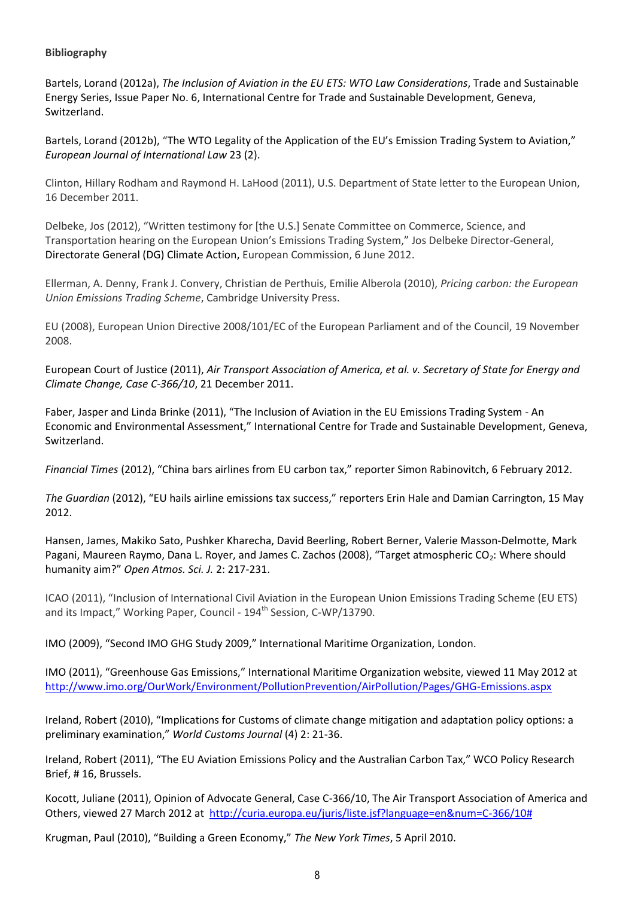**Bibliography**

Bartels, Lorand (2012a), *The Inclusion of Aviation in the EU ETS: WTO Law Considerations*, Trade and Sustainable Energy Series, Issue Paper No. 6, International Centre for Trade and Sustainable Development, Geneva, Switzerland.

Bartels, Lorand (2012b), "The WTO Legality of the Application of the EU's Emission Trading System to Aviation," *European Journal of International Law* 23 (2).

Clinton, Hillary Rodham and Raymond H. LaHood (2011), U.S. Department of State letter to the European Union, 16 December 2011.

Delbeke, Jos (2012), "Written testimony for [the U.S.] Senate Committee on Commerce, Science, and Transportation hearing on the European Union's Emissions Trading System," Jos Delbeke Director-General, Directorate General (DG) Climate Action, European Commission, 6 June 2012.

Ellerman, A. Denny, Frank J. Convery, Christian de Perthuis, Emilie Alberola (2010), *Pricing carbon: the European Union Emissions Trading Scheme*, Cambridge University Press.

EU (2008), European Union Directive 2008/101/EC of the European Parliament and of the Council, 19 November 2008.

European Court of Justice (2011), *Air Transport Association of America, et al. v. Secretary of State for Energy and Climate Change, Case C-366/10*, 21 December 2011.

Faber, Jasper and Linda Brinke (2011), "The Inclusion of Aviation in the EU Emissions Trading System - An Economic and Environmental Assessment," International Centre for Trade and Sustainable Development, Geneva, Switzerland.

*Financial Times* (2012), "China bars airlines from EU carbon tax," reporter Simon Rabinovitch, 6 February 2012.

*The Guardian* (2012), "EU hails airline emissions tax success," reporters Erin Hale and Damian Carrington, 15 May 2012.

Hansen, James, Makiko Sato, Pushker Kharecha, David Beerling, Robert Berner, Valerie Masson-Delmotte, Mark Pagani, Maureen Raymo, Dana L. Royer, and James C. Zachos (2008), "Target atmospheric $CO_2$: Where should humanity aim?" *Open Atmos. Sci. J.* 2: 217-231.

ICAO (2011), "Inclusion of International Civil Aviation in the European Union Emissions Trading Scheme (EU ETS) and its Impact," Working Paper, Council - 194th Session, C-WP/13790.

IMO (2009), "Second IMO GHG Study 2009," International Maritime Organization, London.

IMO (2011), "Greenhouse Gas Emissions," International Maritime Organization website, viewed 11 May 2012 at http://www.imo.org/OurWork/Environment/PollutionPrevention/AirPollution/Pages/GHG-Emissions.aspx

Ireland, Robert (2010), "Implications for Customs of climate change mitigation and adaptation policy options: a preliminary examination," *World Customs Journal* (4) 2: 21-36.

Ireland, Robert (2011), "The EU Aviation Emissions Policy and the Australian Carbon Tax," WCO Policy Research Brief, # 16, Brussels.

Kocott, Juliane (2011), Opinion of Advocate General, Case C-366/10, The Air Transport Association of America and Others, viewed 27 March 2012 at http://curia.europa.eu/juris/liste.jsf?language=en&num=C-366/10#

Krugman, Paul (2010), "Building a Green Economy," *The New York Times*, 5 April 2010.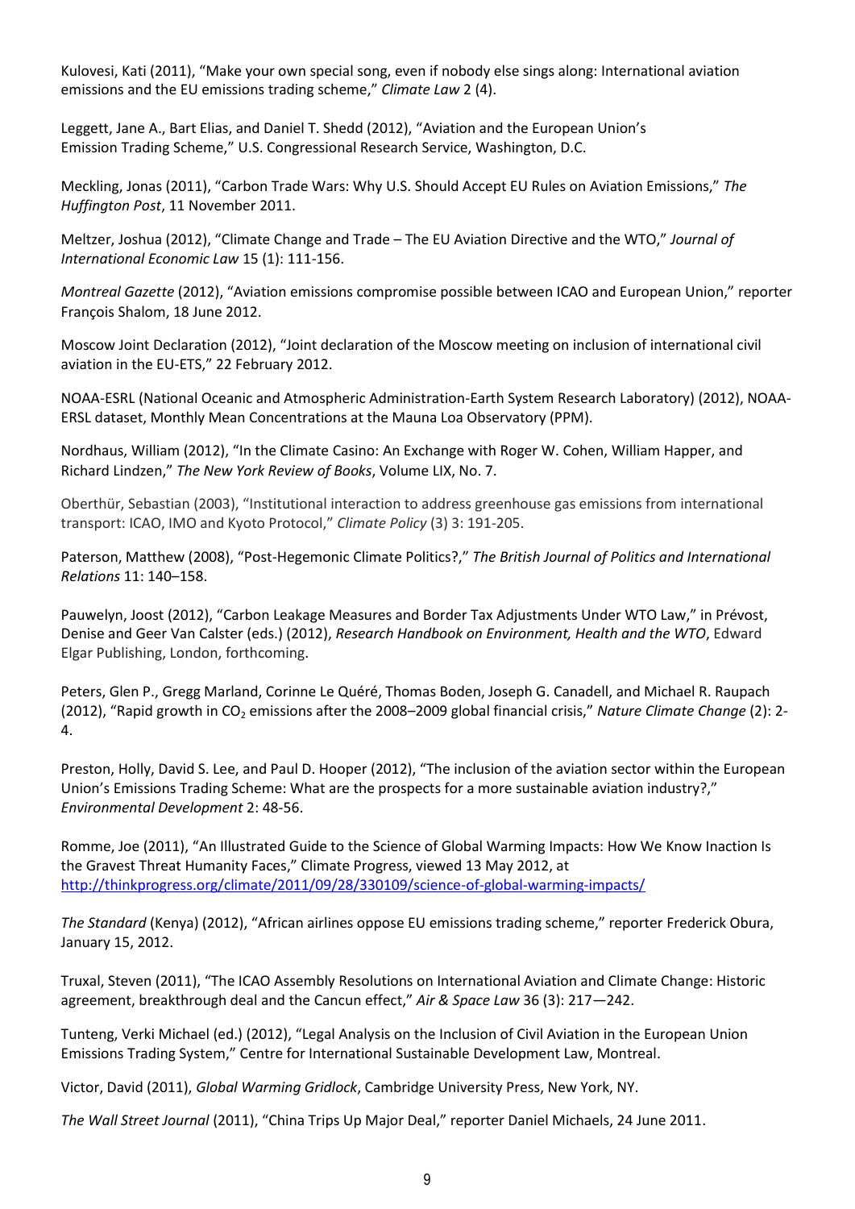Kulovesi, Kati (2011), "Make your own special song, even if nobody else sings along: International aviation emissions and the EU emissions trading scheme," *Climate Law* 2 (4).

Leggett, Jane A., Bart Elias, and Daniel T. Shedd (2012), "Aviation and the European Union's Emission Trading Scheme," U.S. Congressional Research Service, Washington, D.C.

Meckling, Jonas (2011), "Carbon Trade Wars: Why U.S. Should Accept EU Rules on Aviation Emissions," *The Huffington Post*, 11 November 2011.

Meltzer, Joshua (2012), "Climate Change and Trade – The EU Aviation Directive and the WTO," *Journal of International Economic Law* 15 (1): 111-156.

*Montreal Gazette* (2012), "Aviation emissions compromise possible between ICAO and European Union," reporter François Shalom, 18 June 2012.

Moscow Joint Declaration (2012), "Joint declaration of the Moscow meeting on inclusion of international civil aviation in the EU-ETS," 22 February 2012.

NOAA-ESRL (National Oceanic and Atmospheric Administration-Earth System Research Laboratory) (2012), NOAA-ERSL dataset, Monthly Mean Concentrations at the Mauna Loa Observatory (PPM).

Nordhaus, William (2012), "In the Climate Casino: An Exchange with Roger W. Cohen, William Happer, and Richard Lindzen," *The New York Review of Books*, Volume LIX, No. 7.

Oberthür, Sebastian (2003), "Institutional interaction to address greenhouse gas emissions from international transport: ICAO, IMO and Kyoto Protocol," *Climate Policy* (3) 3: 191-205.

Paterson, Matthew (2008), "Post-Hegemonic Climate Politics?," *The British Journal of Politics and International Relations* 11: 140–158.

Pauwelyn, Joost (2012), "Carbon Leakage Measures and Border Tax Adjustments Under WTO Law," in Prévost, Denise and Geer Van Calster (eds.) (2012), *Research Handbook on Environment, Health and the WTO*, Edward Elgar Publishing, London, forthcoming.

Peters, Glen P., Gregg Marland, Corinne Le Quéré, Thomas Boden, Joseph G. Canadell, and Michael R. Raupach (2012), "Rapid growth in $CO_2$ emissions after the 2008–2009 global financial crisis," *Nature Climate Change* (2): 2-4.

Preston, Holly, David S. Lee, and Paul D. Hooper (2012), "The inclusion of the aviation sector within the European Union's Emissions Trading Scheme: What are the prospects for a more sustainable aviation industry?," *Environmental Development* 2: 48-56.

Romme, Joe (2011), "An Illustrated Guide to the Science of Global Warming Impacts: How We Know Inaction Is the Gravest Threat Humanity Faces," Climate Progress, viewed 13 May 2012, at http://thinkprogress.org/climate/2011/09/28/330109/science-of-global-warming-impacts/

*The Standard* (Kenya) (2012), "African airlines oppose EU emissions trading scheme," reporter Frederick Obura, January 15, 2012.

Truxal, Steven (2011), "The ICAO Assembly Resolutions on International Aviation and Climate Change: Historic agreement, breakthrough deal and the Cancun effect," *Air & Space Law* 36 (3): 217—242.

Tunteng, Verki Michael (ed.) (2012), "Legal Analysis on the Inclusion of Civil Aviation in the European Union Emissions Trading System," Centre for International Sustainable Development Law, Montreal.

Victor, David (2011), *Global Warming Gridlock*, Cambridge University Press, New York, NY.

*The Wall Street Journal* (2011), "China Trips Up Major Deal," reporter Daniel Michaels, 24 June 2011.